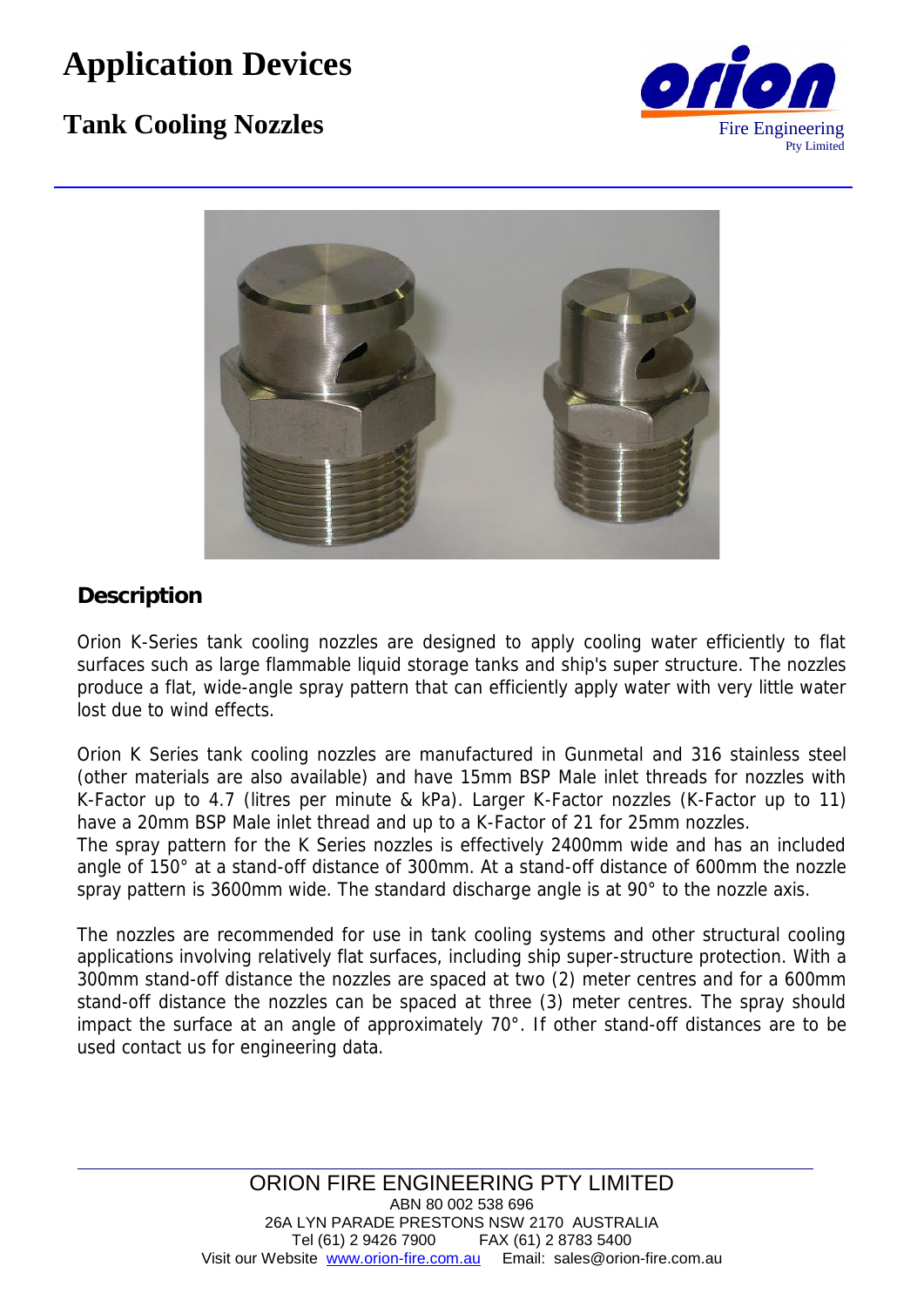# Application Devices

## Tank Cooling Nozzles

Orion Fire Engineering Pty Limited

### Description

Orion K-Series tank cooling nozzles are designed to apply cooling water efficiently to flat surfaces such as large flammable liquid storage tanks and ship's super structure. The nozzles produce a flat, wide-angle spray pattern that can efficiently apply water with very little water lost due to wind effects.

Orion K Series tank cooling nozzles are manufactured in Gunmetal and 316 stainless steel (other materials are also available) and have 15mm BSP Male inlet threads for nozzles with K-Factor up to 4.7 (litres per minute & kPa). Larger K-Factor nozzles (K-Factor up to 11) have a 20mm BSP Male inlet thread and up to a K-Factor of 21 for 25mm nozzles.
The spray pattern for the K Series nozzles is effectively 2400mm wide and has an included angle of 150° at a stand-off distance of 300mm. At a stand-off distance of 600mm the nozzle spray pattern is 3600mm wide. The standard discharge angle is at 90° to the nozzle axis.

The nozzles are recommended for use in tank cooling systems and other structural cooling applications involving relatively flat surfaces, including ship super-structure protection. With a 300mm stand-off distance the nozzles are spaced at two (2) meter centres and for a 600mm stand-off distance the nozzles can be spaced at three (3) meter centres. The spray should impact the surface at an angle of approximately 70°. If other stand-off distances are to be used contact us for engineering data.

ORION FIRE ENGINEERING PTY LIMITED
ABN 80 002 538 696
26A LYN PARADE PRESTONS NSW 2170 AUSTRALIA
Tel (61) 2 9426 7900 FAX (61) 2 8783 5400
Visit our Website www.orion-fire.com.au Email: sales@orion-fire.com.au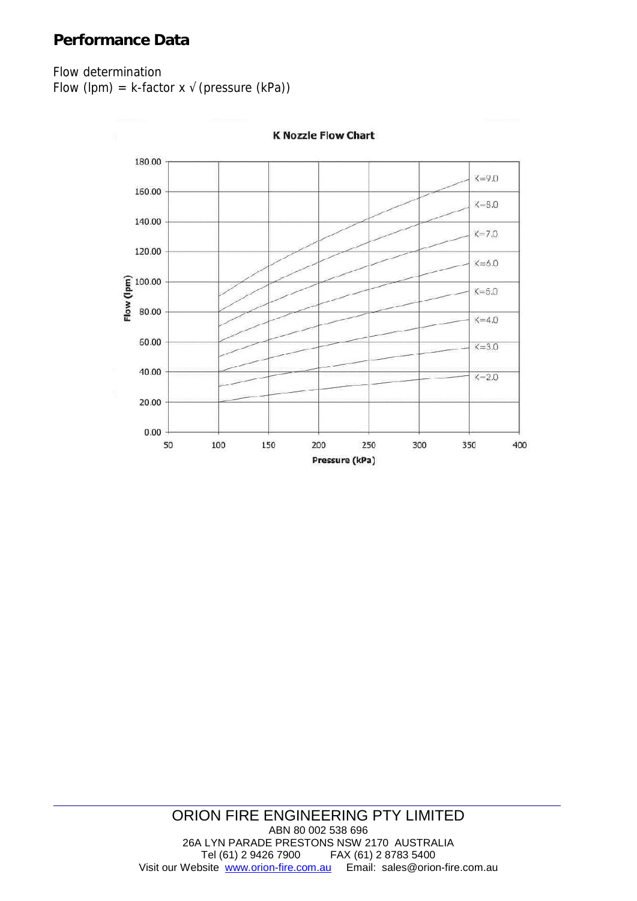## Performance Data

Flow determination
Flow (lpm) = k-factor x √(pressure (kPa))

K Nozzle Flow Chart

ORION FIRE ENGINEERING PTY LIMITED
ABN 80 002 538 696
26A LYN PARADE PRESTONS NSW 2170 AUSTRALIA
Tel (61) 2 9426 7900 FAX (61) 2 8783 5400
Visit our Website www.orion-fire.com.au Email: sales@orion-fire.com.au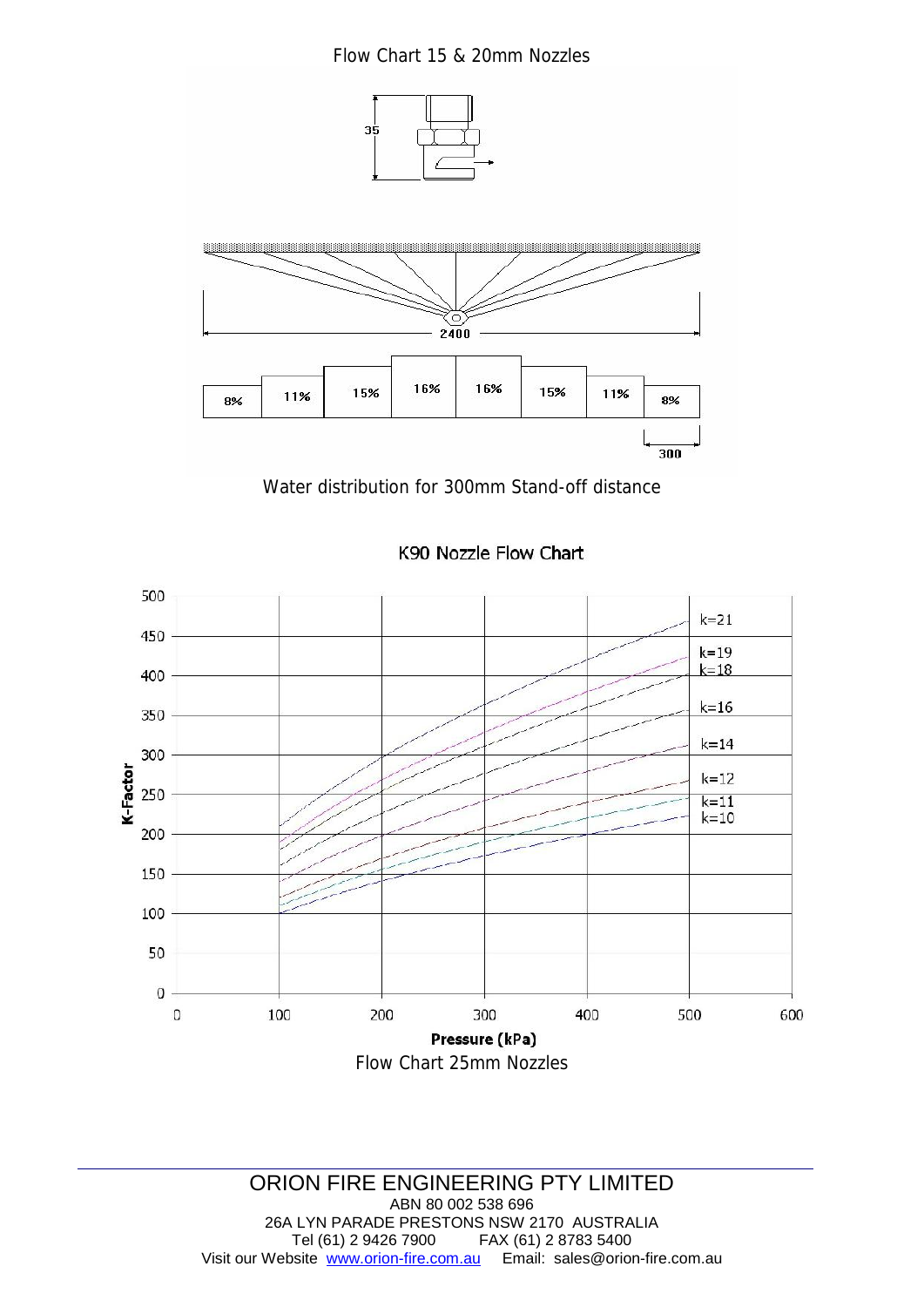Flow Chart 15 & 20mm Nozzles

35

2400

8% 11% 15% 16% 16% 15% 11% 8%

300

Water distribution for 300mm Stand-off distance

K90 Nozzle Flow Chart

K-Factor

Pressure (kPa)

0 50 100 150 200 250 300 350 400 450 500

0 100 200 300 400 500 600

k=21
k=19
k=18
k=16
k=14
k=12
k=11
k=10

Flow Chart 25mm Nozzles